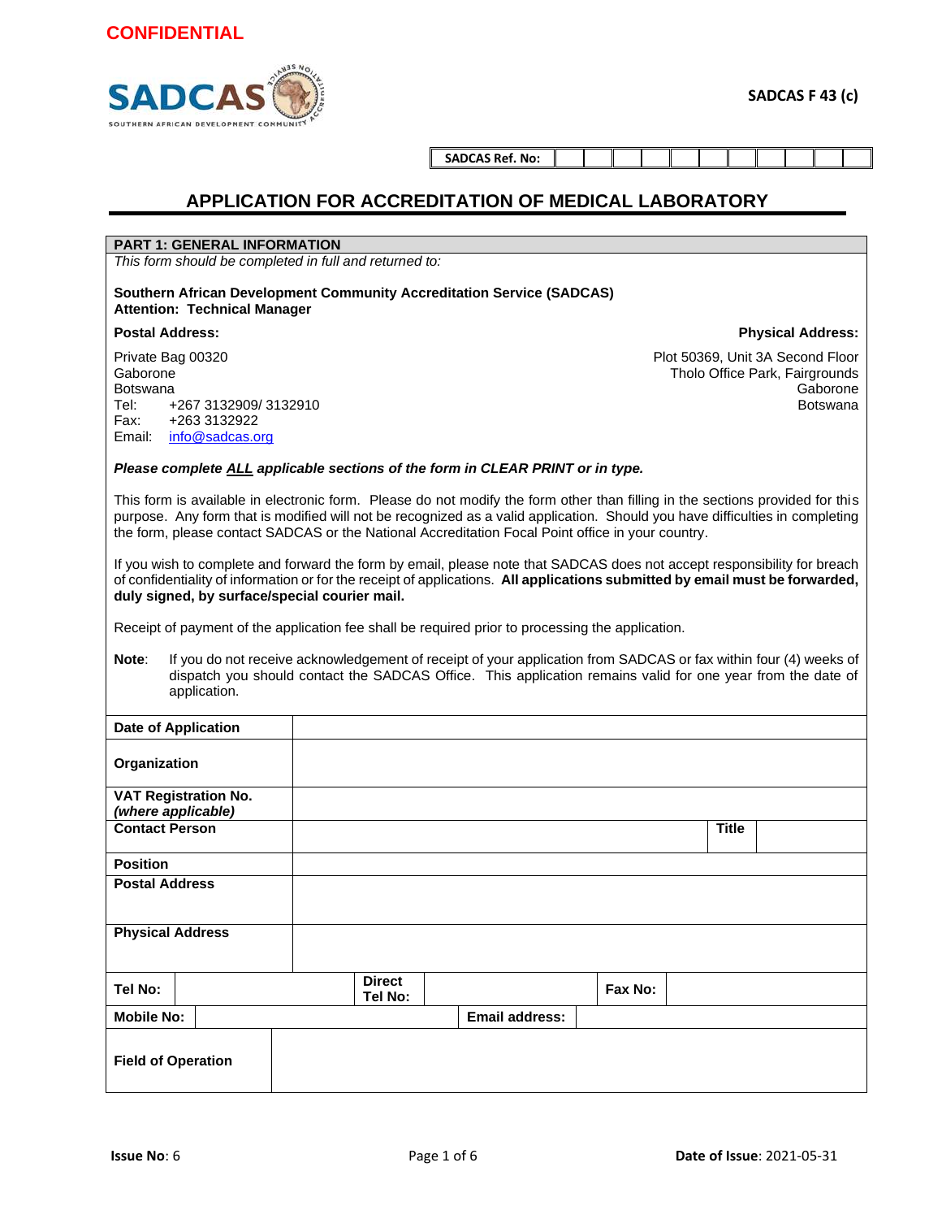**CONFIDENTIAL**

SADCAS

SOUTHERN AFRICAN DEVELOPMENT COMMUNITY

**SADCAS F 43 (c)**

| **SADCAS Ref. No:** | | | | | | | | | | | |
|---|---|---|---|---|---|---|---|---|---|---|---|

# APPLICATION FOR ACCREDITATION OF MEDICAL LABORATORY

## PART 1: GENERAL INFORMATION

*This form should be completed in full and returned to:*

**Southern African Development Community Accreditation Service (SADCAS)**
**Attention: Technical Manager**

**Postal Address:**

Private Bag 00320
Gaborone
Botswana
Tel: +267 3132909/ 3132910
Fax: +263 3132922
Email: info@sadcas.org

**Physical Address:**

Plot 50369, Unit 3A Second Floor
Tholo Office Park, Fairgrounds
Gaborone
Botswana

***Please complete ALL applicable sections of the form in CLEAR PRINT or in type.***

This form is available in electronic form. Please do not modify the form other than filling in the sections provided for this purpose. Any form that is modified will not be recognized as a valid application. Should you have difficulties in completing the form, please contact SADCAS or the National Accreditation Focal Point office in your country.

If you wish to complete and forward the form by email, please note that SADCAS does not accept responsibility for breach of confidentiality of information or for the receipt of applications. **All applications submitted by email must be forwarded, duly signed, by surface/special courier mail.**

Receipt of payment of the application fee shall be required prior to processing the application.

**Note**: If you do not receive acknowledgement of receipt of your application from SADCAS or fax within four (4) weeks of dispatch you should contact the SADCAS Office. This application remains valid for one year from the date of application.

| **Date of Application** | | | | | |
|---|---|---|---|---|---|
| **Organization** | | | | | |
| **VAT Registration No.** ***(where applicable)*** | | | | | |
| **Contact Person** | | | | **Title** | |
| **Position** | | | | | |
| **Postal Address** | | | | | |
| **Physical Address** | | | | | |
| **Tel No:** | | **Direct Tel No:** | | **Fax No:** | |
| **Mobile No:** | | | **Email address:** | | |
| **Field of Operation** | | | | | |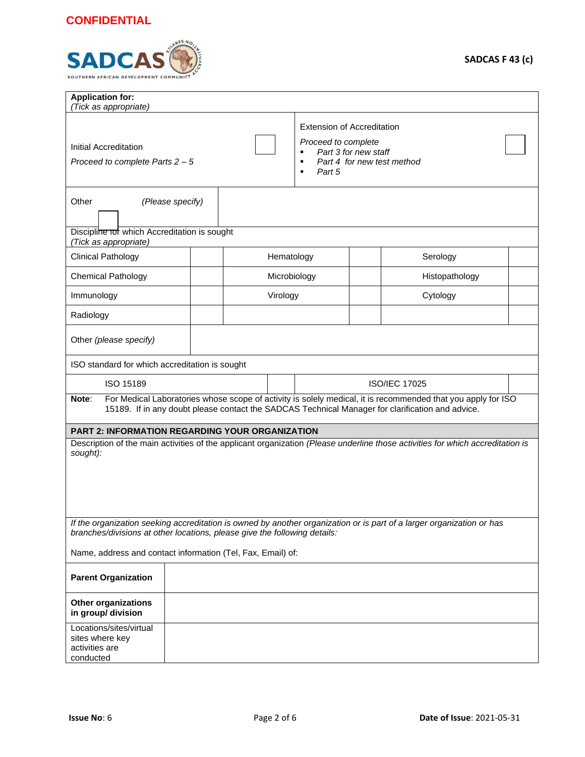**CONFIDENTIAL**

SADCAS F 43 (c)

| **Application for:** *(Tick as appropriate)* | | | |
|---|---|---|---|
| Initial Accreditation *Proceed to complete Parts 2 – 5* | ☐ | Extension of Accreditation *Proceed to complete* <br>▪ *Part 3 for new staff* <br>▪ *Part 4 for new test method* <br>▪ *Part 5* | ☐ |
| Other *(Please specify)* ☐ | | | |

| Discipline for which Accreditation is sought *(Tick as appropriate)* | | | | | |
|---|---|---|---|---|---|
| Clinical Pathology | | Hematology | | Serology | |
| Chemical Pathology | | Microbiology | | Histopathology | |
| Immunology | | Virology | | Cytology | |
| Radiology | | | | | |
| Other *(please specify)* | | | | | |

| ISO standard for which accreditation is sought | | | |
|---|---|---|---|
| ISO 15189 | | ISO/IEC 17025 | |

**Note**: For Medical Laboratories whose scope of activity is solely medical, it is recommended that you apply for ISO 15189. If in any doubt please contact the SADCAS Technical Manager for clarification and advice.

## PART 2: INFORMATION REGARDING YOUR ORGANIZATION

Description of the main activities of the applicant organization *(Please underline those activities for which accreditation is sought):*

*If the organization seeking accreditation is owned by another organization or is part of a larger organization or has branches/divisions at other locations, please give the following details:*

Name, address and contact information (Tel, Fax, Email) of:

| | |
|---|---|
| **Parent Organization** | |
| **Other organizations in group/ division** | |
| Locations/sites/virtual sites where key activities are conducted | |

**Issue No**: 6 | **Date of Issue**: 2021-05-31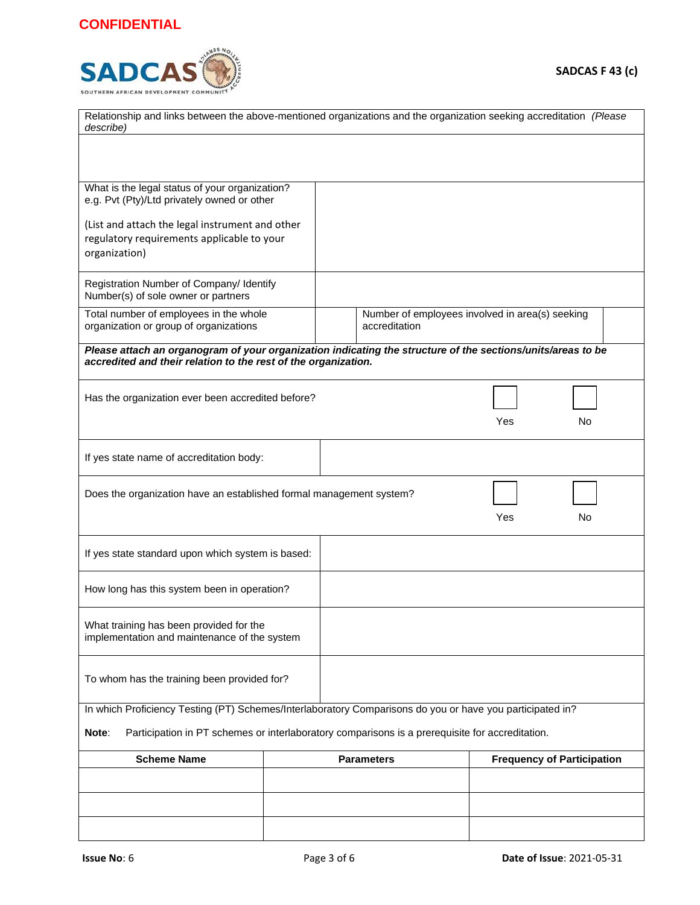**CONFIDENTIAL**

**SADCAS F 43 (c)**

| Relationship and links between the above-mentioned organizations and the organization seeking accreditation *(Please describe)* |
|---|
| |

| | |
|---|---|
| What is the legal status of your organization? e.g. Pvt (Pty)/Ltd privately owned or other<br><br>(List and attach the legal instrument and other regulatory requirements applicable to your organization) | |
| Registration Number of Company/ Identify Number(s) of sole owner or partners | |

| | | | |
|---|---|---|---|
| Total number of employees in the whole organization or group of organizations | | Number of employees involved in area(s) seeking accreditation | |

***Please attach an organogram of your organization indicating the structure of the sections/units/areas to be accredited and their relation to the rest of the organization.***

| | | |
|---|---|---|
| Has the organization ever been accredited before? | ☐ Yes | ☐ No |

| | |
|---|---|
| If yes state name of accreditation body: | |

| | | |
|---|---|---|
| Does the organization have an established formal management system? | ☐ Yes | ☐ No |

| | |
|---|---|
| If yes state standard upon which system is based: | |
| How long has this system been in operation? | |
| What training has been provided for the implementation and maintenance of the system | |
| To whom has the training been provided for? | |

In which Proficiency Testing (PT) Schemes/Interlaboratory Comparisons do you or have you participated in?

**Note**: Participation in PT schemes or interlaboratory comparisons is a prerequisite for accreditation.

| Scheme Name | Parameters | Frequency of Participation |
|---|---|---|
| | | |
| | | |
| | | |

**Issue No**: 6 **Date of Issue**: 2021-05-31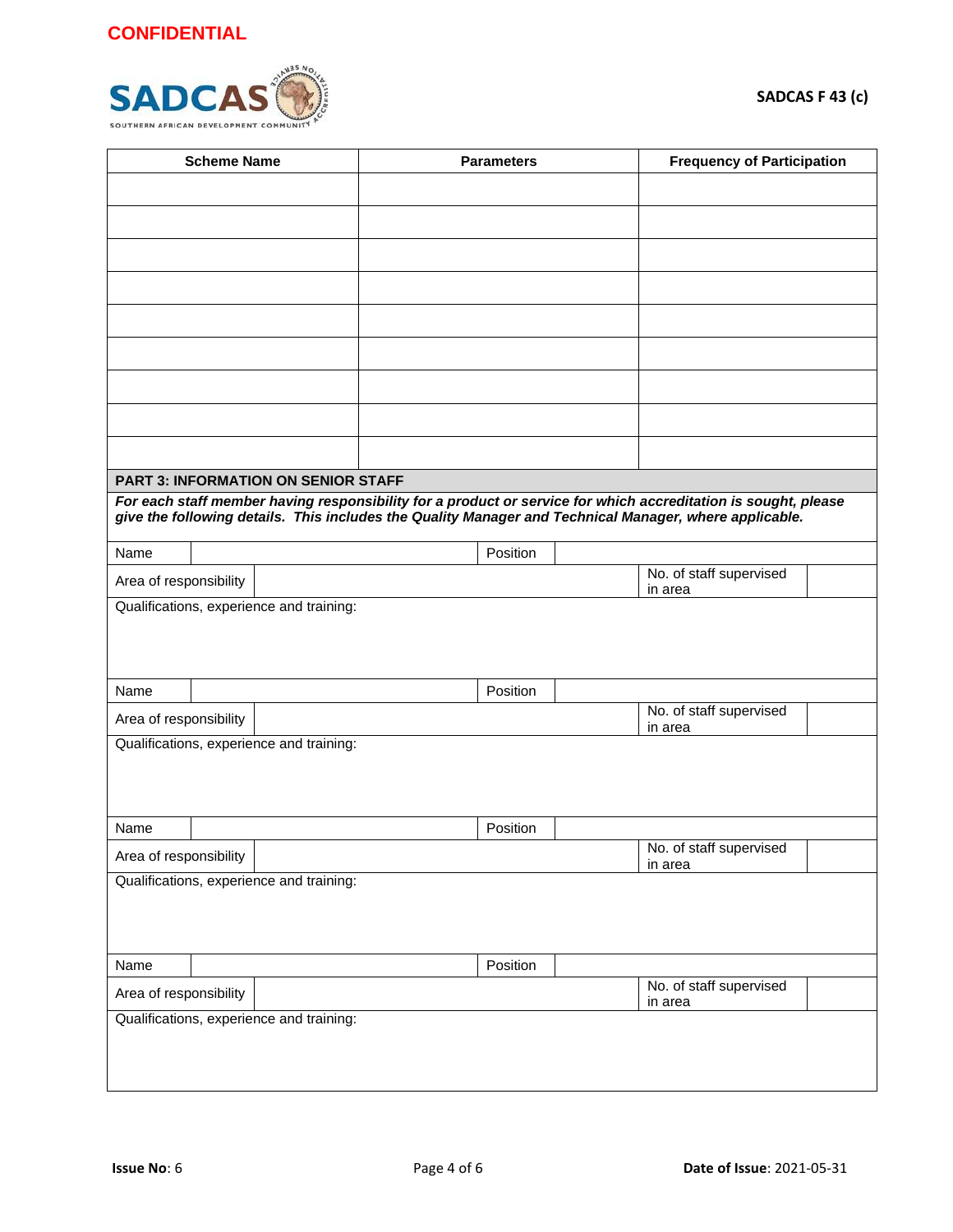CONFIDENTIAL

SADCAS F 43 (c)

| Scheme Name | Parameters | Frequency of Participation |
|---|---|---|
| | | |
| | | |
| | | |
| | | |
| | | |
| | | |
| | | |
| | | |
| | | |

**PART 3: INFORMATION ON SENIOR STAFF**

***For each staff member having responsibility for a product or service for which accreditation is sought, please give the following details. This includes the Quality Manager and Technical Manager, where applicable.***

| Name | | Position | |
|---|---|---|---|
| Area of responsibility | | No. of staff supervised in area | |
| Qualifications, experience and training: | | | |

| Name | | Position | |
|---|---|---|---|
| Area of responsibility | | No. of staff supervised in area | |
| Qualifications, experience and training: | | | |

| Name | | Position | |
|---|---|---|---|
| Area of responsibility | | No. of staff supervised in area | |
| Qualifications, experience and training: | | | |

| Name | | Position | |
|---|---|---|---|
| Area of responsibility | | No. of staff supervised in area | |
| Qualifications, experience and training: | | | |

**Issue No**: 6

**Date of Issue**: 2021-05-31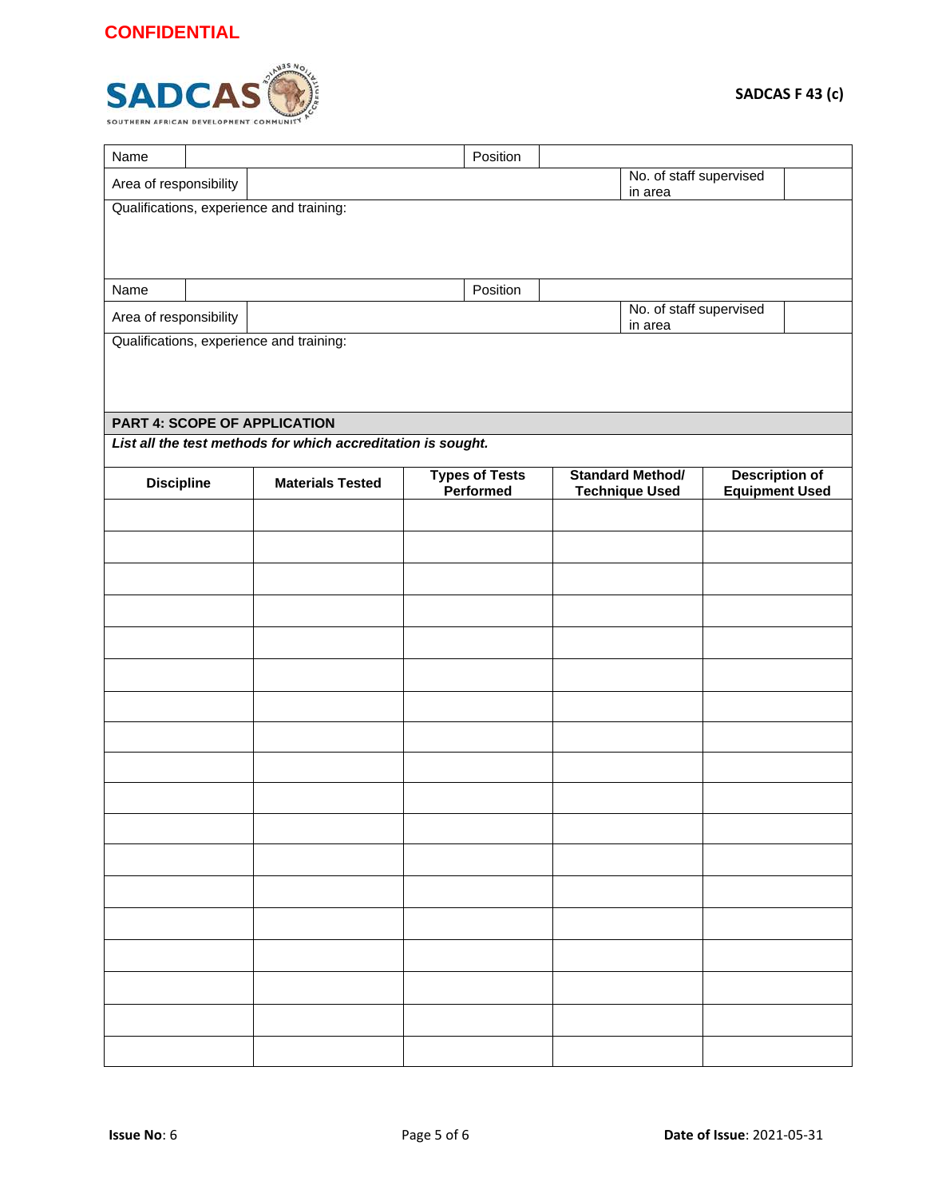**CONFIDENTIAL**

SADCAS F 43 (c)

| Name | | Position | | | |
|---|---|---|---|---|---|
| Area of responsibility | | | | No. of staff supervised in area | |
| Qualifications, experience and training: | | | | | |

| Name | | Position | | | |
|---|---|---|---|---|---|
| Area of responsibility | | | | No. of staff supervised in area | |
| Qualifications, experience and training: | | | | | |

## PART 4: SCOPE OF APPLICATION

***List all the test methods for which accreditation is sought.***

| Discipline | Materials Tested | Types of Tests Performed | Standard Method/ Technique Used | Description of Equipment Used |
|---|---|---|---|---|
| | | | | |
| | | | | |
| | | | | |
| | | | | |
| | | | | |
| | | | | |
| | | | | |
| | | | | |
| | | | | |
| | | | | |
| | | | | |
| | | | | |
| | | | | |
| | | | | |
| | | | | |
| | | | | |
| | | | | |
| | | | | |

**Issue No**: 6

**Date of Issue**: 2021-05-31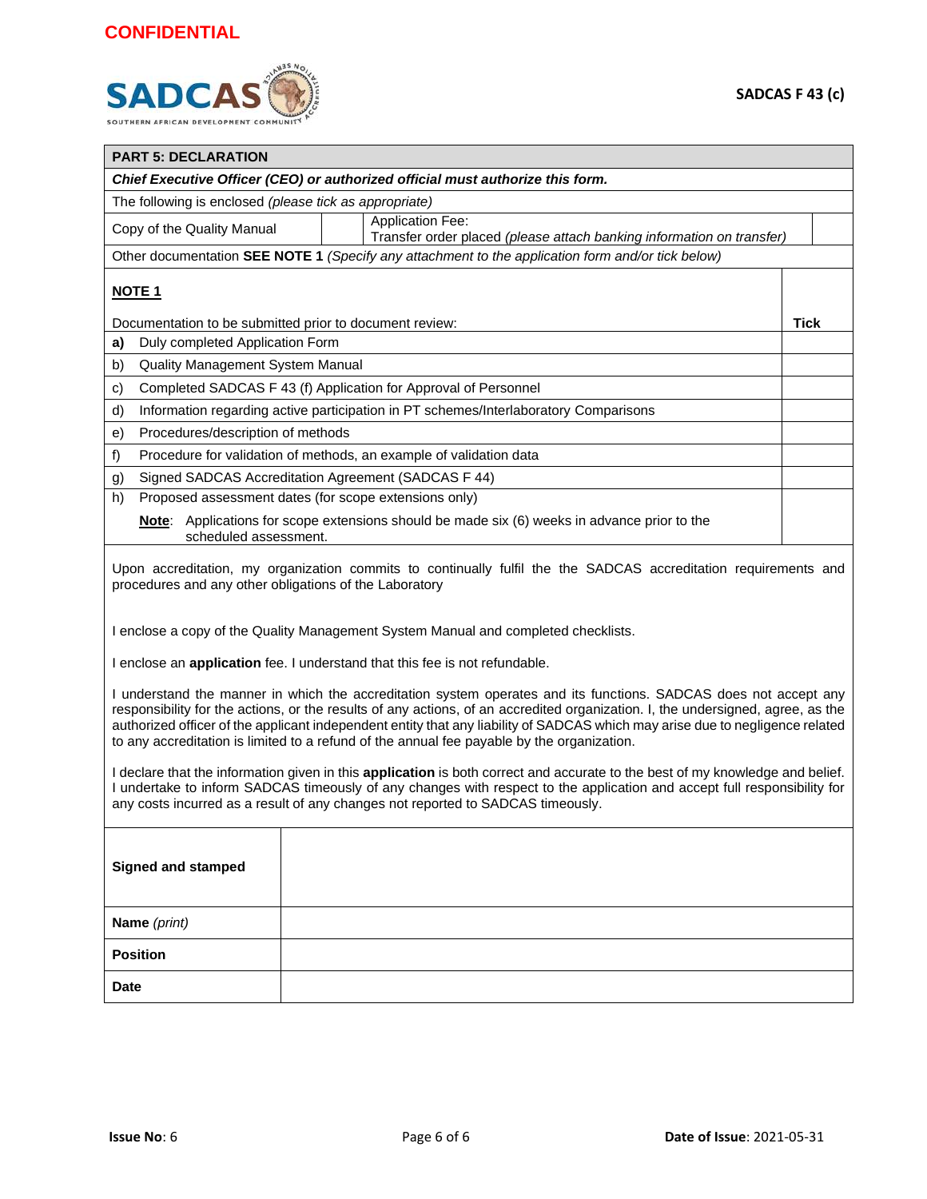CONFIDENTIAL

SADCAS F 43 (c)

| PART 5: DECLARATION | | | |
|---|---|---|---|
| ***Chief Executive Officer (CEO) or authorized official must authorize this form.*** | | | |
| The following is enclosed *(please tick as appropriate)* | | | |
| Copy of the Quality Manual | | Application Fee: Transfer order placed *(please attach banking information on transfer)* | |
| Other documentation **SEE NOTE 1** *(Specify any attachment to the application form and/or tick below)* | | | |

**NOTE 1**

| Documentation to be submitted prior to document review: | | Tick |
|---|---|---|
| **a)** | Duly completed Application Form | |
| b) | Quality Management System Manual | |
| c) | Completed SADCAS F 43 (f) Application for Approval of Personnel | |
| d) | Information regarding active participation in PT schemes/Interlaboratory Comparisons | |
| e) | Procedures/description of methods | |
| f) | Procedure for validation of methods, an example of validation data | |
| g) | Signed SADCAS Accreditation Agreement (SADCAS F 44) | |
| h) | Proposed assessment dates (for scope extensions only) <br> **Note**: Applications for scope extensions should be made six (6) weeks in advance prior to the scheduled assessment. | |

Upon accreditation, my organization commits to continually fulfil the the SADCAS accreditation requirements and procedures and any other obligations of the Laboratory

I enclose a copy of the Quality Management System Manual and completed checklists.

I enclose an **application** fee. I understand that this fee is not refundable.

I understand the manner in which the accreditation system operates and its functions. SADCAS does not accept any responsibility for the actions, or the results of any actions, of an accredited organization. I, the undersigned, agree, as the authorized officer of the applicant independent entity that any liability of SADCAS which may arise due to negligence related to any accreditation is limited to a refund of the annual fee payable by the organization.

I declare that the information given in this **application** is both correct and accurate to the best of my knowledge and belief. I undertake to inform SADCAS timeously of any changes with respect to the application and accept full responsibility for any costs incurred as a result of any changes not reported to SADCAS timeously.

| | |
|---|---|
| **Signed and stamped** | |
| **Name** *(print)* | |
| **Position** | |
| **Date** | |

**Issue No**: 6

**Date of Issue**: 2021-05-31